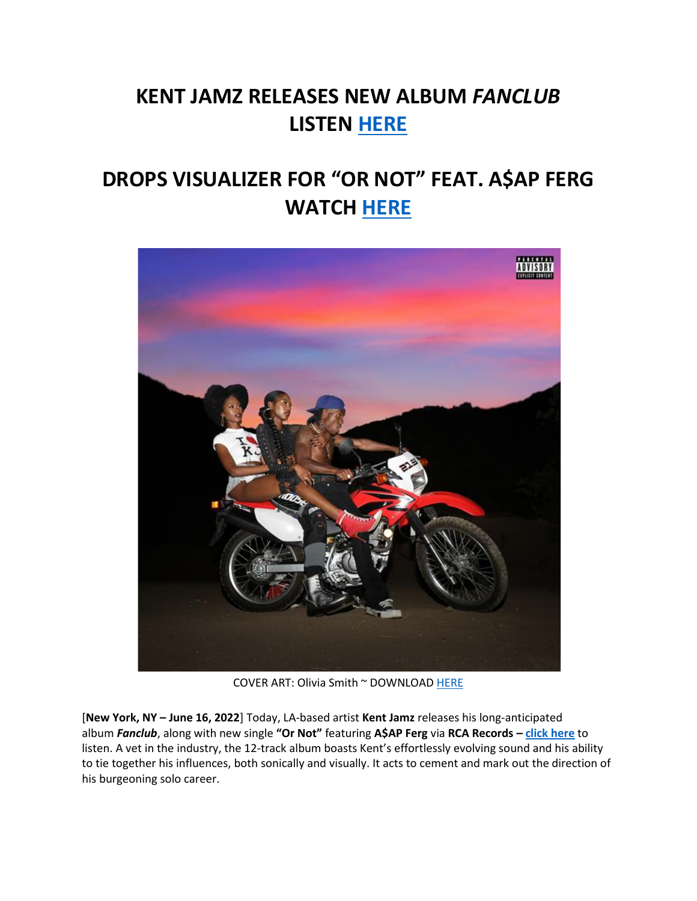# KENT JAMZ RELEASES NEW ALBUM *FANCLUB*
# LISTEN HERE

# DROPS VISUALIZER FOR "OR NOT" FEAT. A$AP FERG
# WATCH HERE

COVER ART: Olivia Smith ~ DOWNLOAD HERE

[**New York, NY – June 16, 2022**] Today, LA-based artist **Kent Jamz** releases his long-anticipated album ***Fanclub***, along with new single **"Or Not"** featuring **A$AP Ferg** via **RCA Records** – **click here** to listen. A vet in the industry, the 12-track album boasts Kent's effortlessly evolving sound and his ability to tie together his influences, both sonically and visually. It acts to cement and mark out the direction of his burgeoning solo career.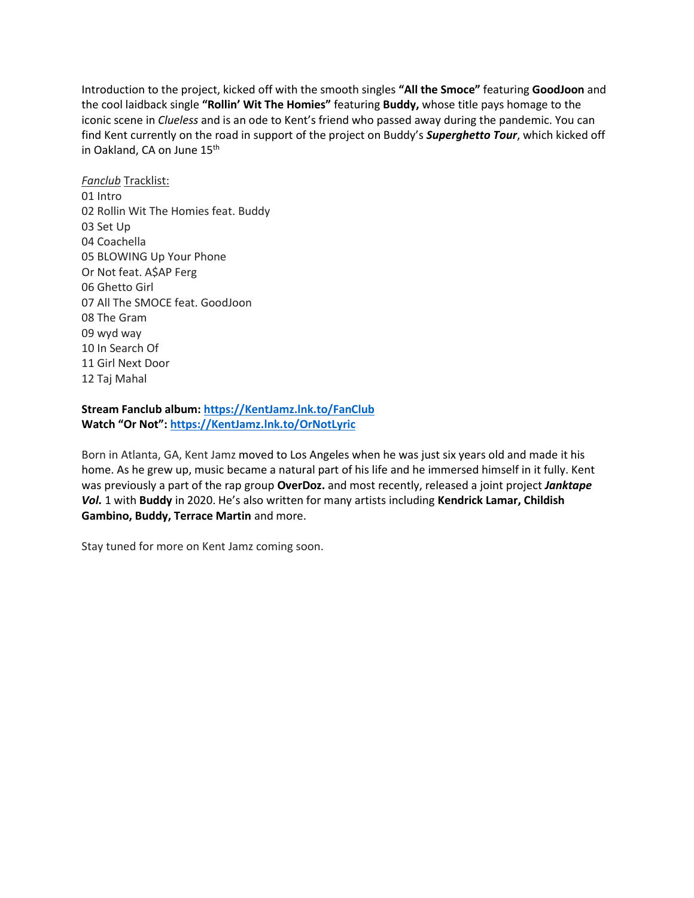Introduction to the project, kicked off with the smooth singles **"All the Smoce"** featuring **GoodJoon** and the cool laidback single **"Rollin' Wit The Homies"** featuring **Buddy,** whose title pays homage to the iconic scene in *Clueless* and is an ode to Kent's friend who passed away during the pandemic. You can find Kent currently on the road in support of the project on Buddy's ***Superghetto Tour***, which kicked off in Oakland, CA on June 15th

*Fanclub* Tracklist:
01 Intro
02 Rollin Wit The Homies feat. Buddy
03 Set Up
04 Coachella
05 BLOWING Up Your Phone
Or Not feat. A$AP Ferg
06 Ghetto Girl
07 All The SMOCE feat. GoodJoon
08 The Gram
09 wyd way
10 In Search Of
11 Girl Next Door
12 Taj Mahal

**Stream Fanclub album: https://KentJamz.lnk.to/FanClub**
**Watch "Or Not": https://KentJamz.lnk.to/OrNotLyric**

Born in Atlanta, GA, Kent Jamz moved to Los Angeles when he was just six years old and made it his home. As he grew up, music became a natural part of his life and he immersed himself in it fully. Kent was previously a part of the rap group **OverDoz.** and most recently, released a joint project ***Janktape Vol.*** 1 with **Buddy** in 2020. He's also written for many artists including **Kendrick Lamar, Childish Gambino, Buddy, Terrace Martin** and more.

Stay tuned for more on Kent Jamz coming soon.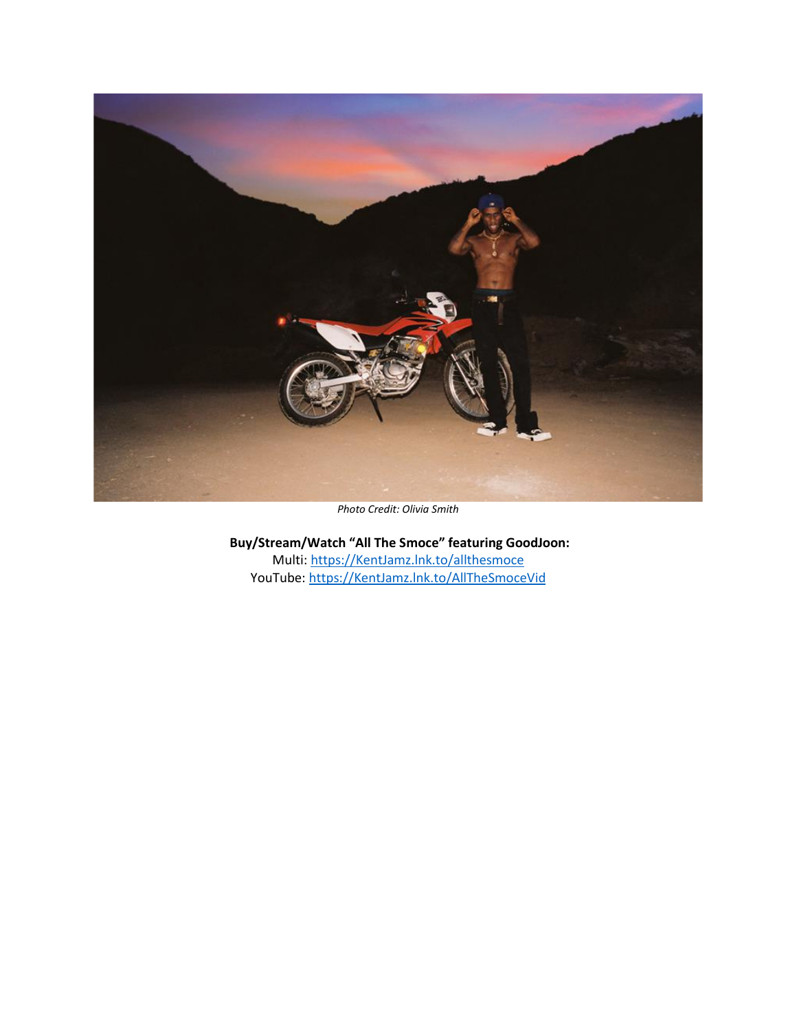*Photo Credit: Olivia Smith*

**Buy/Stream/Watch "All The Smoce" featuring GoodJoon:**
Multi: [https://KentJamz.lnk.to/allthesmoce](https://KentJamz.lnk.to/allthesmoce)
YouTube: [https://KentJamz.lnk.to/AllTheSmoceVid](https://KentJamz.lnk.to/AllTheSmoceVid)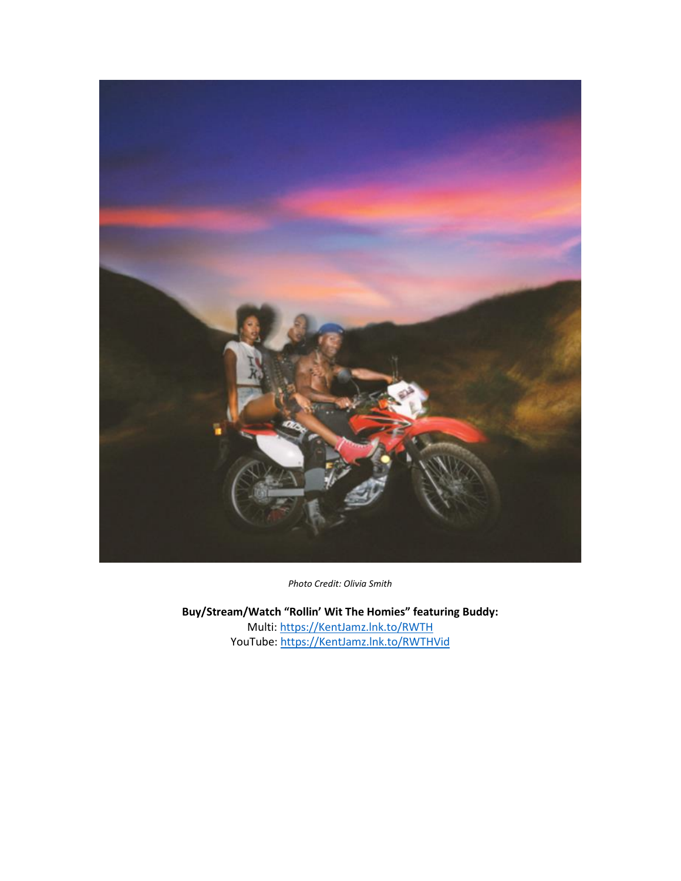*Photo Credit: Olivia Smith*

**Buy/Stream/Watch "Rollin' Wit The Homies" featuring Buddy:**
Multi: https://KentJamz.lnk.to/RWTH
YouTube: https://KentJamz.lnk.to/RWTHVid